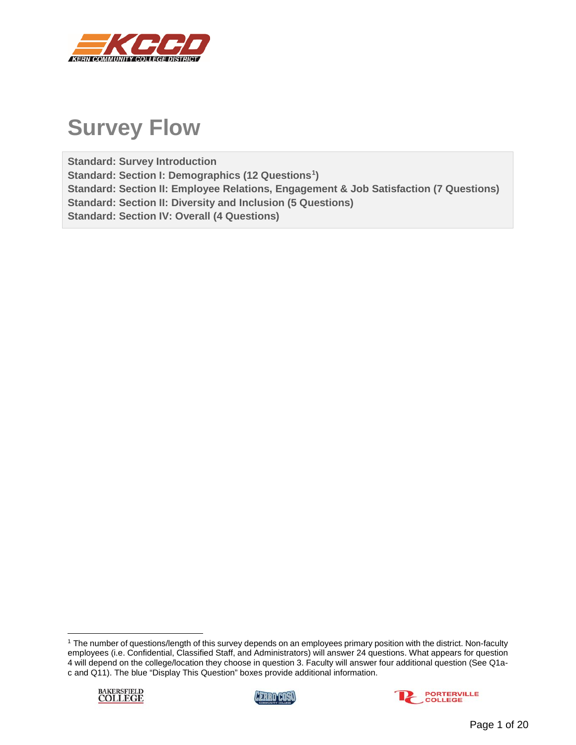# Survey Flow

**Standard: Survey Introduction**
**Standard: Section I: Demographics (12 Questions[1])**
**Standard: Section II: Employee Relations, Engagement & Job Satisfaction (7 Questions)**
**Standard: Section II: Diversity and Inclusion (5 Questions)**
**Standard: Section IV: Overall (4 Questions)**

[1] The number of questions/length of this survey depends on an employees primary position with the district. Non-faculty employees (i.e. Confidential, Classified Staff, and Administrators) will answer 24 questions. What appears for question 4 will depend on the college/location they choose in question 3. Faculty will answer four additional question (See Q1a-c and Q11). The blue "Display This Question" boxes provide additional information.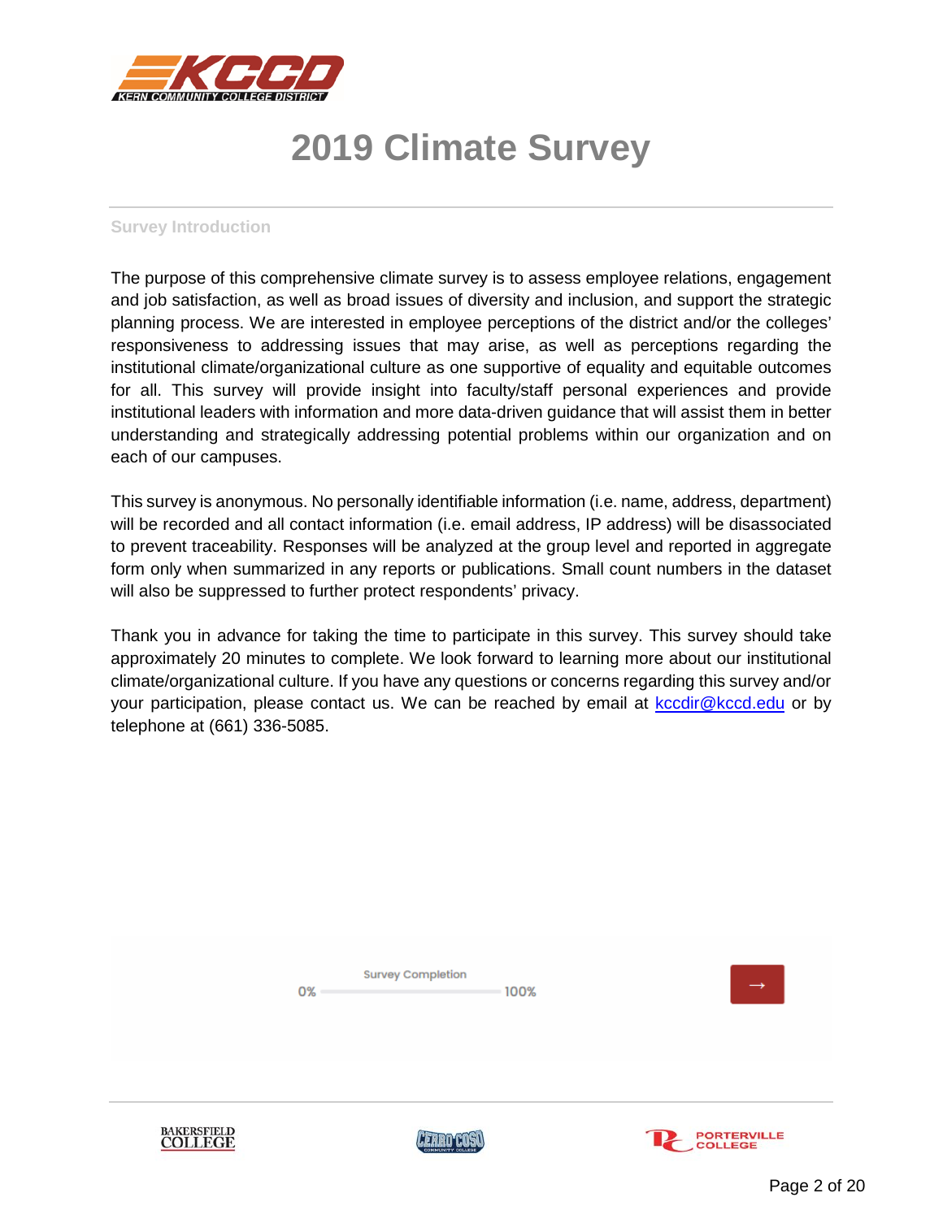# 2019 Climate Survey

## Survey Introduction

The purpose of this comprehensive climate survey is to assess employee relations, engagement and job satisfaction, as well as broad issues of diversity and inclusion, and support the strategic planning process. We are interested in employee perceptions of the district and/or the colleges' responsiveness to addressing issues that may arise, as well as perceptions regarding the institutional climate/organizational culture as one supportive of equality and equitable outcomes for all. This survey will provide insight into faculty/staff personal experiences and provide institutional leaders with information and more data-driven guidance that will assist them in better understanding and strategically addressing potential problems within our organization and on each of our campuses.

This survey is anonymous. No personally identifiable information (i.e. name, address, department) will be recorded and all contact information (i.e. email address, IP address) will be disassociated to prevent traceability. Responses will be analyzed at the group level and reported in aggregate form only when summarized in any reports or publications. Small count numbers in the dataset will also be suppressed to further protect respondents' privacy.

Thank you in advance for taking the time to participate in this survey. This survey should take approximately 20 minutes to complete. We look forward to learning more about our institutional climate/organizational culture. If you have any questions or concerns regarding this survey and/or your participation, please contact us. We can be reached by email at kccdir@kccd.edu or by telephone at (661) 336-5085.

Survey Completion

0% 100%

→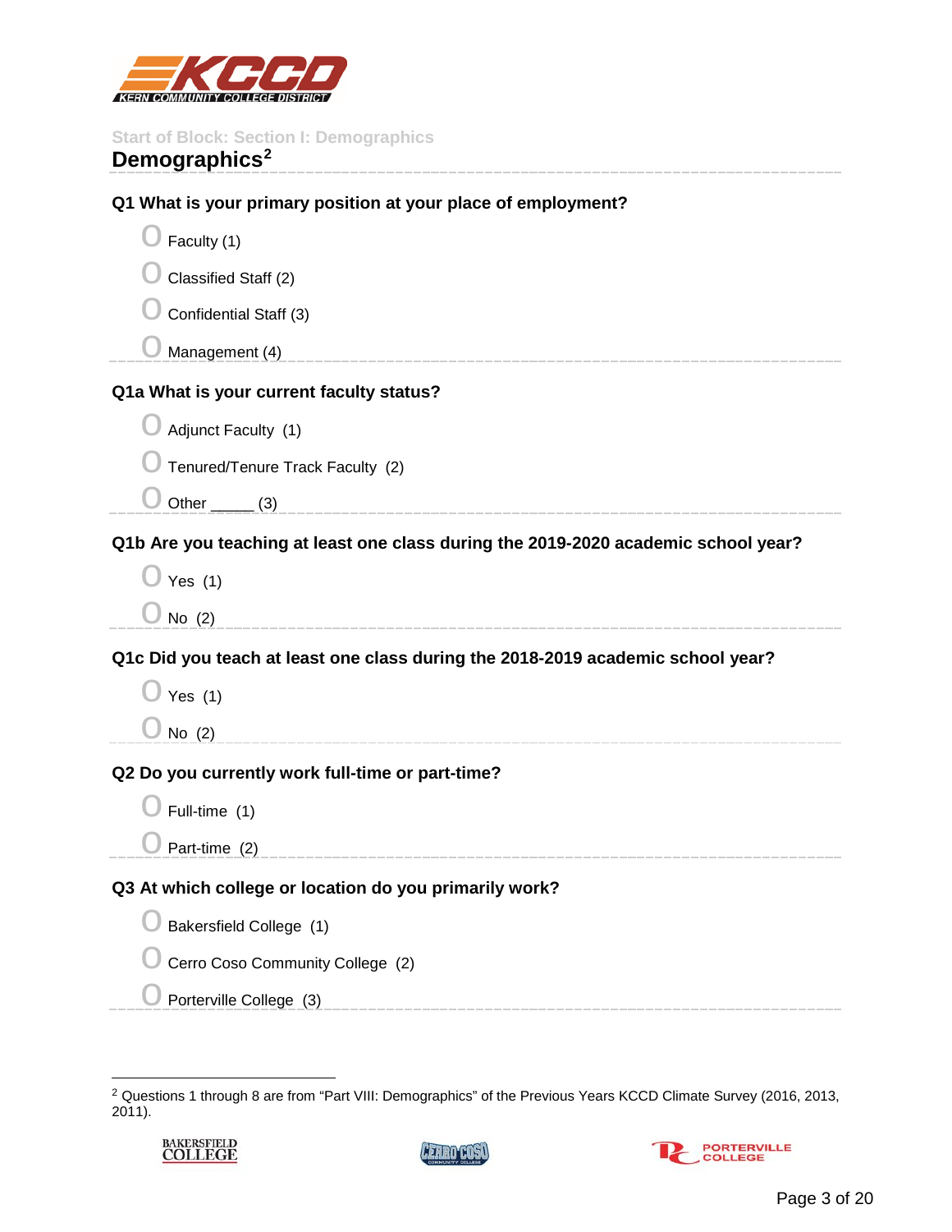Start of Block: Section I: Demographics

## Demographics[2]

**Q1 What is your primary position at your place of employment?**

- Faculty (1)
- Classified Staff (2)
- Confidential Staff (3)
- Management (4)

**Q1a What is your current faculty status?**

- Adjunct Faculty (1)
- Tenured/Tenure Track Faculty (2)
- Other _____ (3)

**Q1b Are you teaching at least one class during the 2019-2020 academic school year?**

- Yes (1)
- No (2)

**Q1c Did you teach at least one class during the 2018-2019 academic school year?**

- Yes (1)
- No (2)

**Q2 Do you currently work full-time or part-time?**

- Full-time (1)
- Part-time (2)

**Q3 At which college or location do you primarily work?**

- Bakersfield College (1)
- Cerro Coso Community College (2)
- Porterville College (3)

---

[2] Questions 1 through 8 are from "Part VIII: Demographics" of the Previous Years KCCD Climate Survey (2016, 2013, 2011).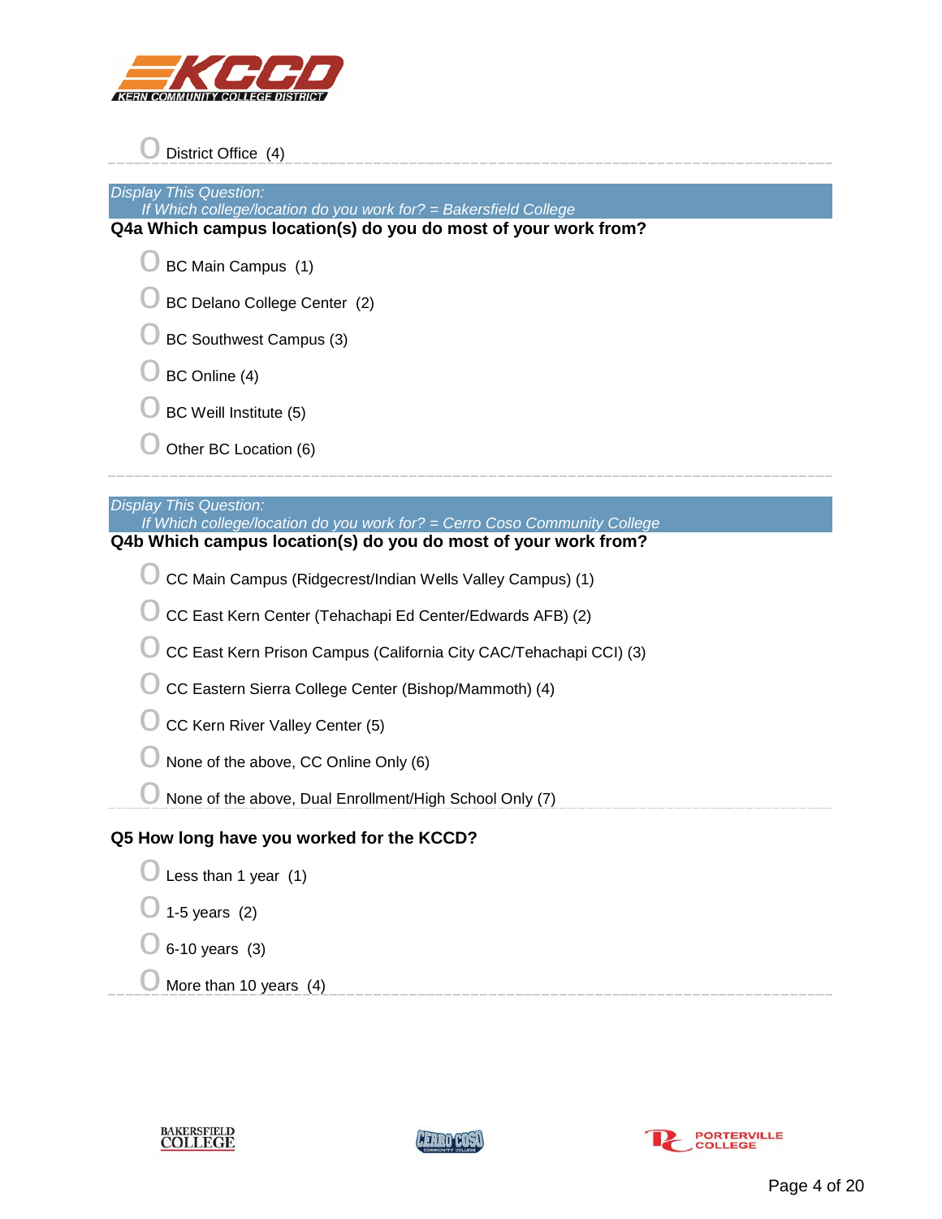- District Office (4)

*Display This Question:*
*If Which college/location do you work for? = Bakersfield College*

**Q4a Which campus location(s) do you do most of your work from?**

- BC Main Campus (1)
- BC Delano College Center (2)
- BC Southwest Campus (3)
- BC Online (4)
- BC Weill Institute (5)
- Other BC Location (6)

*Display This Question:*
*If Which college/location do you work for? = Cerro Coso Community College*

**Q4b Which campus location(s) do you do most of your work from?**

- CC Main Campus (Ridgecrest/Indian Wells Valley Campus) (1)
- CC East Kern Center (Tehachapi Ed Center/Edwards AFB) (2)
- CC East Kern Prison Campus (California City CAC/Tehachapi CCI) (3)
- CC Eastern Sierra College Center (Bishop/Mammoth) (4)
- CC Kern River Valley Center (5)
- None of the above, CC Online Only (6)
- None of the above, Dual Enrollment/High School Only (7)

**Q5 How long have you worked for the KCCD?**

- Less than 1 year (1)
- 1-5 years (2)
- 6-10 years (3)
- More than 10 years (4)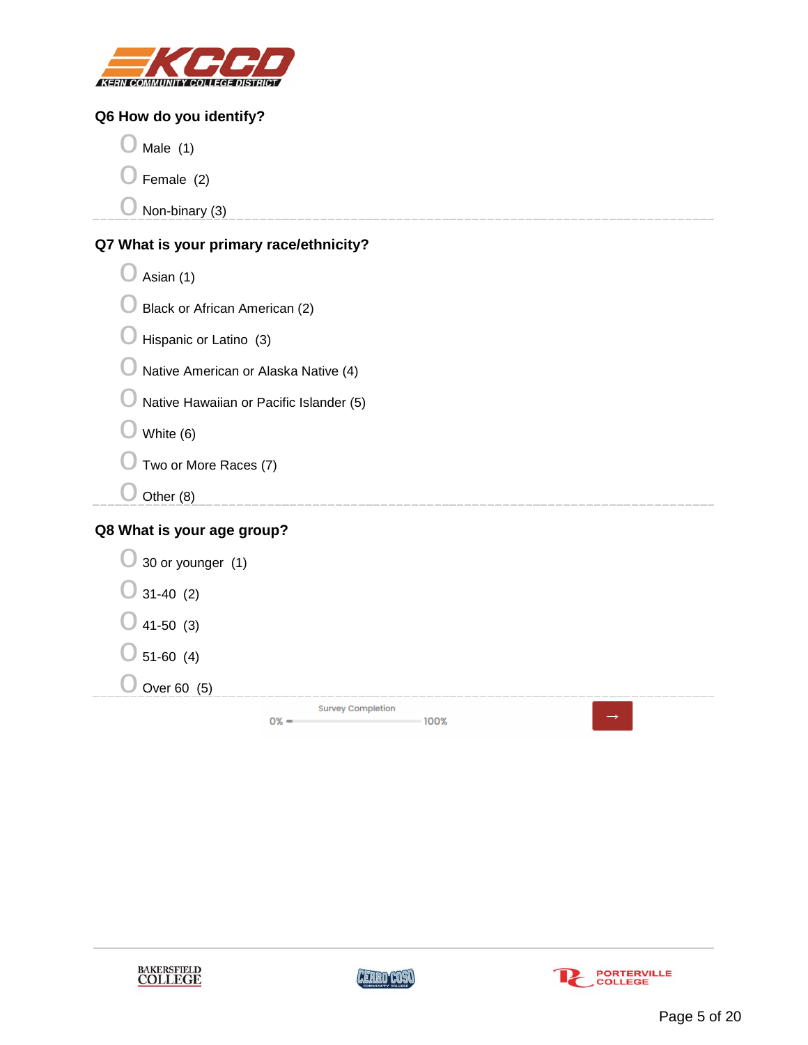**Q6 How do you identify?**

- Male (1)
- Female (2)
- Non-binary (3)

---

**Q7 What is your primary race/ethnicity?**

- Asian (1)
- Black or African American (2)
- Hispanic or Latino (3)
- Native American or Alaska Native (4)
- Native Hawaiian or Pacific Islander (5)
- White (6)
- Two or More Races (7)
- Other (8)

---

**Q8 What is your age group?**

- 30 or younger (1)
- 31-40 (2)
- 41-50 (3)
- 51-60 (4)
- Over 60 (5)

---

Survey Completion

0% 100%

→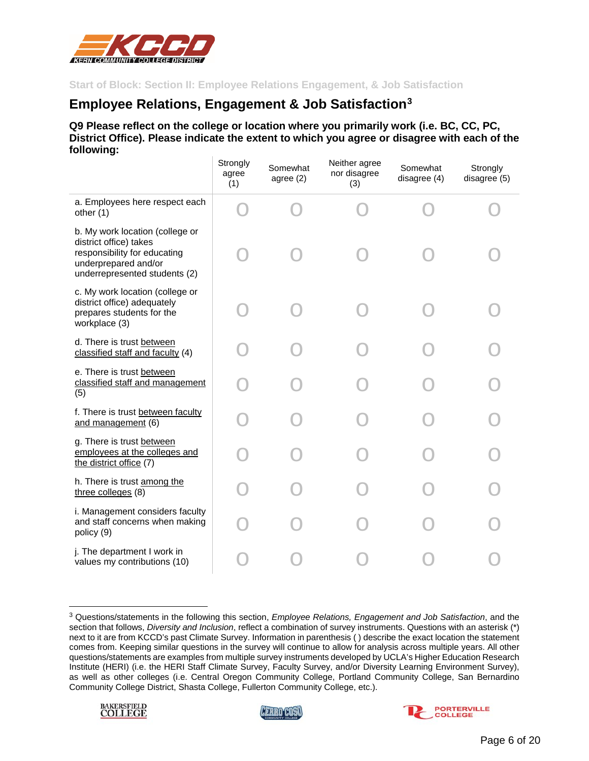Start of Block: Section II: Employee Relations Engagement, & Job Satisfaction

## Employee Relations, Engagement & Job Satisfaction[3]

**Q9 Please reflect on the college or location where you primarily work (i.e. BC, CC, PC, District Office). Please indicate the extent to which you agree or disagree with each of the following:**

| | Strongly agree (1) | Somewhat agree (2) | Neither agree nor disagree (3) | Somewhat disagree (4) | Strongly disagree (5) |
|---|---|---|---|---|---|
| a. Employees here respect each other (1) | O | O | O | O | O |
| b. My work location (college or district office) takes responsibility for educating underprepared and/or underrepresented students (2) | O | O | O | O | O |
| c. My work location (college or district office) adequately prepares students for the workplace (3) | O | O | O | O | O |
| d. There is trust between classified staff and faculty (4) | O | O | O | O | O |
| e. There is trust between classified staff and management (5) | O | O | O | O | O |
| f. There is trust between faculty and management (6) | O | O | O | O | O |
| g. There is trust between employees at the colleges and the district office (7) | O | O | O | O | O |
| h. There is trust among the three colleges (8) | O | O | O | O | O |
| i. Management considers faculty and staff concerns when making policy (9) | O | O | O | O | O |
| j. The department I work in values my contributions (10) | O | O | O | O | O |

[3] Questions/statements in the following this section, *Employee Relations, Engagement and Job Satisfaction*, and the section that follows, *Diversity and Inclusion*, reflect a combination of survey instruments. Questions with an asterisk (*) next to it are from KCCD's past Climate Survey. Information in parenthesis ( ) describe the exact location the statement comes from. Keeping similar questions in the survey will continue to allow for analysis across multiple years. All other questions/statements are examples from multiple survey instruments developed by UCLA's Higher Education Research Institute (HERI) (i.e. the HERI Staff Climate Survey, Faculty Survey, and/or Diversity Learning Environment Survey), as well as other colleges (i.e. Central Oregon Community College, Portland Community College, San Bernardino Community College District, Shasta College, Fullerton Community College, etc.).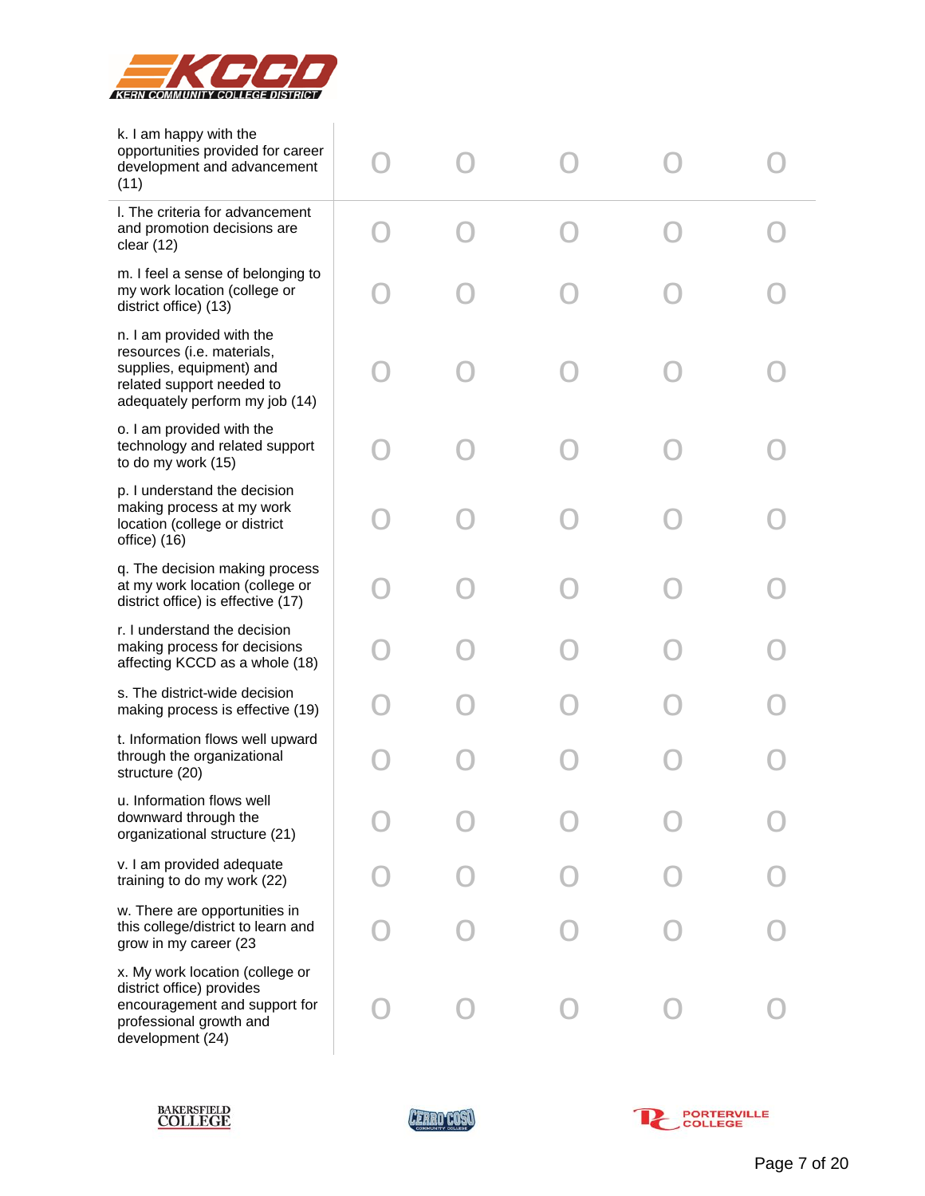| | | | | | |
|---|---|---|---|---|---|
| k. I am happy with the opportunities provided for career development and advancement (11) | O | O | O | O | O |
| l. The criteria for advancement and promotion decisions are clear (12) | O | O | O | O | O |
| m. I feel a sense of belonging to my work location (college or district office) (13) | O | O | O | O | O |
| n. I am provided with the resources (i.e. materials, supplies, equipment) and related support needed to adequately perform my job (14) | O | O | O | O | O |
| o. I am provided with the technology and related support to do my work (15) | O | O | O | O | O |
| p. I understand the decision making process at my work location (college or district office) (16) | O | O | O | O | O |
| q. The decision making process at my work location (college or district office) is effective (17) | O | O | O | O | O |
| r. I understand the decision making process for decisions affecting KCCD as a whole (18) | O | O | O | O | O |
| s. The district-wide decision making process is effective (19) | O | O | O | O | O |
| t. Information flows well upward through the organizational structure (20) | O | O | O | O | O |
| u. Information flows well downward through the organizational structure (21) | O | O | O | O | O |
| v. I am provided adequate training to do my work (22) | O | O | O | O | O |
| w. There are opportunities in this college/district to learn and grow in my career (23 | O | O | O | O | O |
| x. My work location (college or district office) provides encouragement and support for professional growth and development (24) | O | O | O | O | O |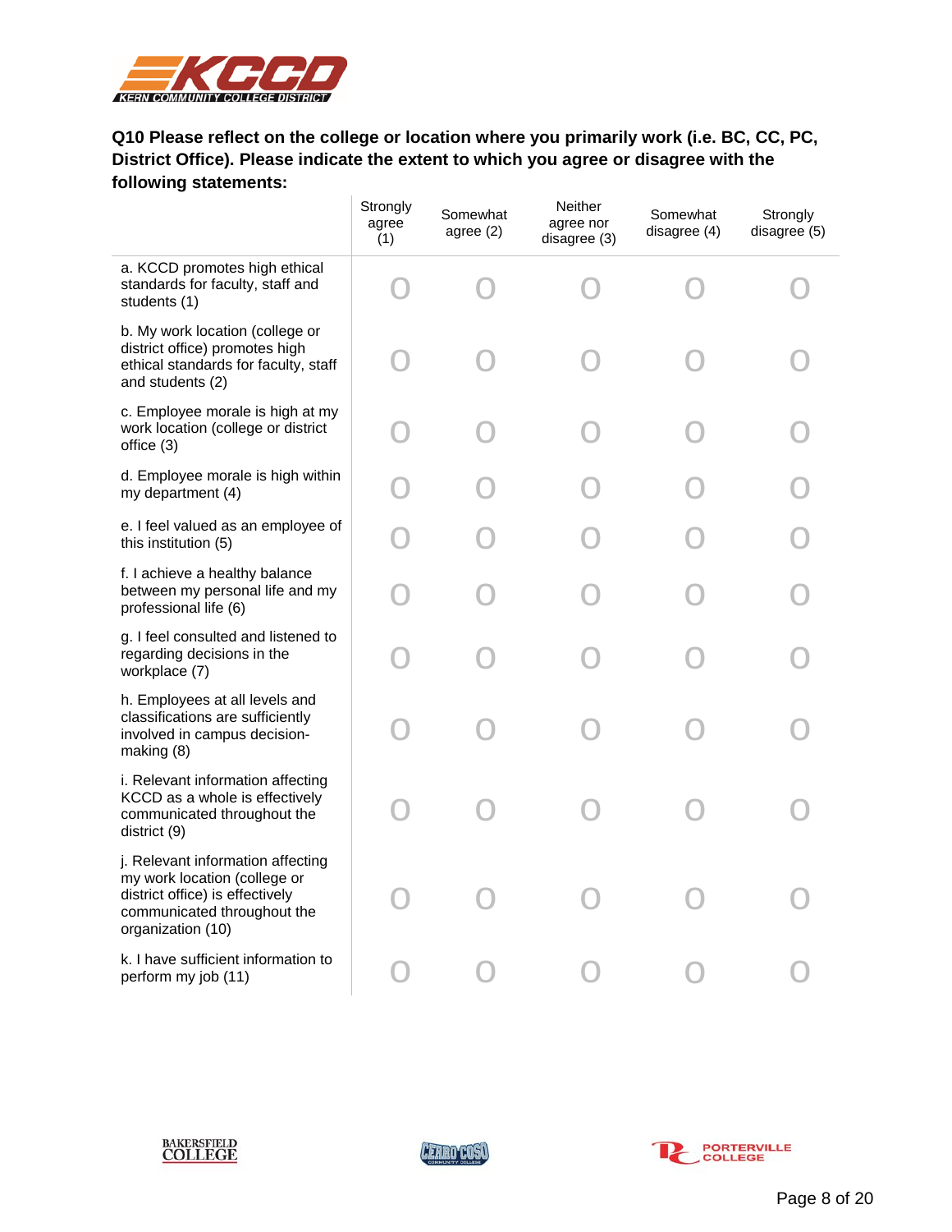**Q10 Please reflect on the college or location where you primarily work (i.e. BC, CC, PC, District Office). Please indicate the extent to which you agree or disagree with the following statements:**

| | Strongly agree (1) | Somewhat agree (2) | Neither agree nor disagree (3) | Somewhat disagree (4) | Strongly disagree (5) |
|---|---|---|---|---|---|
| a. KCCD promotes high ethical standards for faculty, staff and students (1) | O | O | O | O | O |
| b. My work location (college or district office) promotes high ethical standards for faculty, staff and students (2) | O | O | O | O | O |
| c. Employee morale is high at my work location (college or district office (3) | O | O | O | O | O |
| d. Employee morale is high within my department (4) | O | O | O | O | O |
| e. I feel valued as an employee of this institution (5) | O | O | O | O | O |
| f. I achieve a healthy balance between my personal life and my professional life (6) | O | O | O | O | O |
| g. I feel consulted and listened to regarding decisions in the workplace (7) | O | O | O | O | O |
| h. Employees at all levels and classifications are sufficiently involved in campus decision-making (8) | O | O | O | O | O |
| i. Relevant information affecting KCCD as a whole is effectively communicated throughout the district (9) | O | O | O | O | O |
| j. Relevant information affecting my work location (college or district office) is effectively communicated throughout the organization (10) | O | O | O | O | O |
| k. I have sufficient information to perform my job (11) | O | O | O | O | O |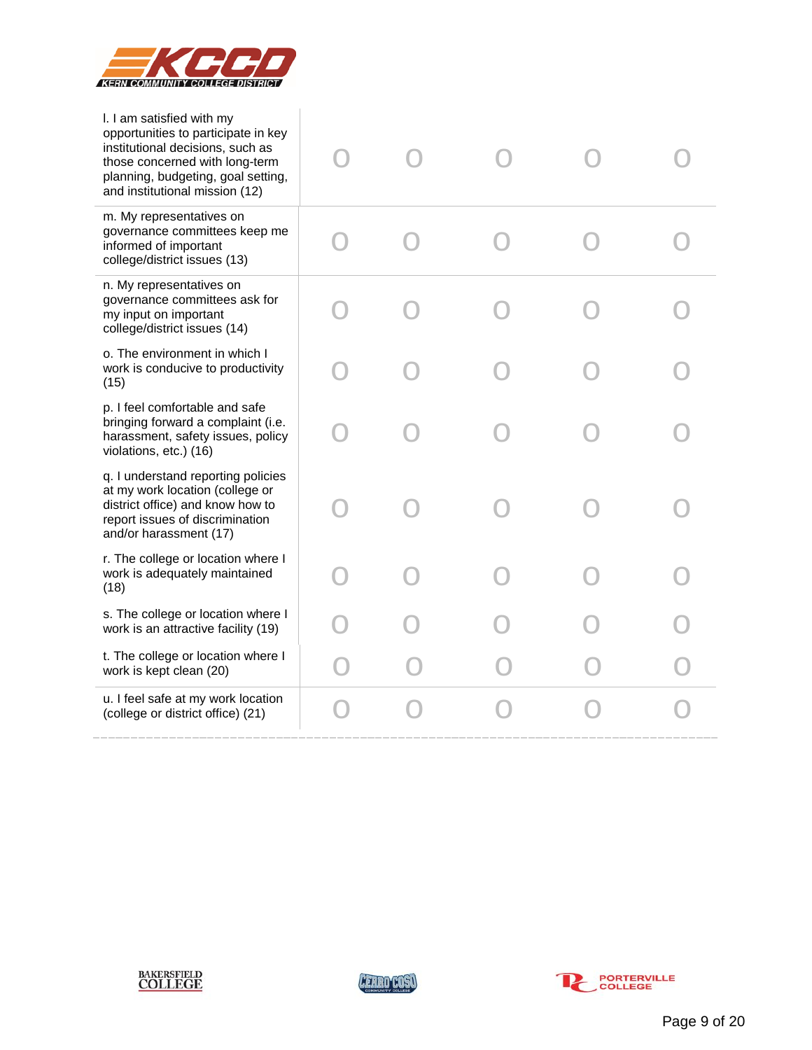| | | | | | |
|---|---|---|---|---|---|
| l. I am satisfied with my opportunities to participate in key institutional decisions, such as those concerned with long-term planning, budgeting, goal setting, and institutional mission (12) | O | O | O | O | O |
| m. My representatives on governance committees keep me informed of important college/district issues (13) | O | O | O | O | O |
| n. My representatives on governance committees ask for my input on important college/district issues (14) | O | O | O | O | O |
| o. The environment in which I work is conducive to productivity (15) | O | O | O | O | O |
| p. I feel comfortable and safe bringing forward a complaint (i.e. harassment, safety issues, policy violations, etc.) (16) | O | O | O | O | O |
| q. I understand reporting policies at my work location (college or district office) and know how to report issues of discrimination and/or harassment (17) | O | O | O | O | O |
| r. The college or location where I work is adequately maintained (18) | O | O | O | O | O |
| s. The college or location where I work is an attractive facility (19) | O | O | O | O | O |
| t. The college or location where I work is kept clean (20) | O | O | O | O | O |
| u. I feel safe at my work location (college or district office) (21) | O | O | O | O | O |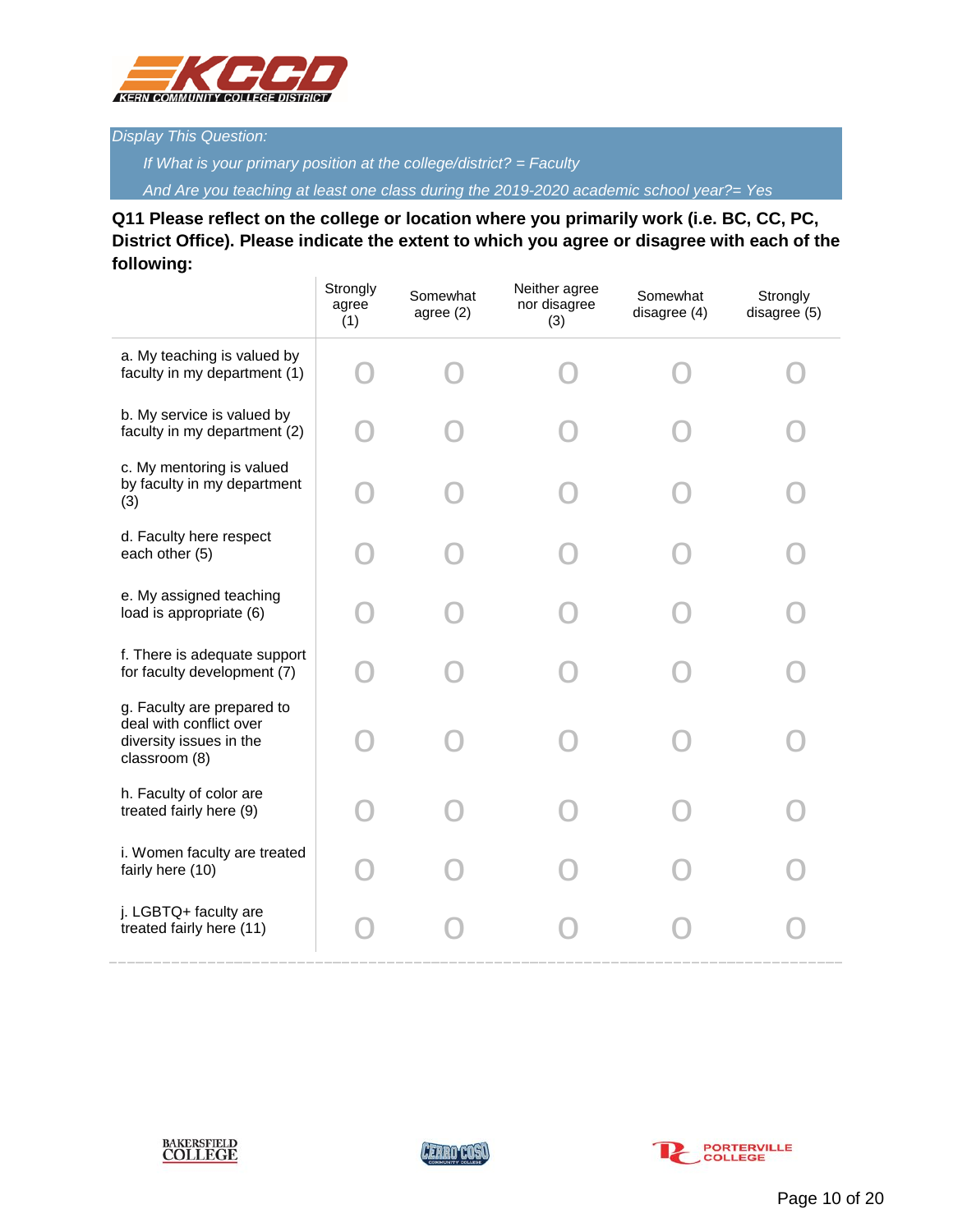*Display This Question:*

*If What is your primary position at the college/district? = Faculty*

*And Are you teaching at least one class during the 2019-2020 academic school year?= Yes*

**Q11 Please reflect on the college or location where you primarily work (i.e. BC, CC, PC, District Office). Please indicate the extent to which you agree or disagree with each of the following:**

| | Strongly agree (1) | Somewhat agree (2) | Neither agree nor disagree (3) | Somewhat disagree (4) | Strongly disagree (5) |
|---|---|---|---|---|---|
| a. My teaching is valued by faculty in my department (1) | o | o | o | o | o |
| b. My service is valued by faculty in my department (2) | o | o | o | o | o |
| c. My mentoring is valued by faculty in my department (3) | o | o | o | o | o |
| d. Faculty here respect each other (5) | o | o | o | o | o |
| e. My assigned teaching load is appropriate (6) | o | o | o | o | o |
| f. There is adequate support for faculty development (7) | o | o | o | o | o |
| g. Faculty are prepared to deal with conflict over diversity issues in the classroom (8) | o | o | o | o | o |
| h. Faculty of color are treated fairly here (9) | o | o | o | o | o |
| i. Women faculty are treated fairly here (10) | o | o | o | o | o |
| j. LGBTQ+ faculty are treated fairly here (11) | o | o | o | o | o |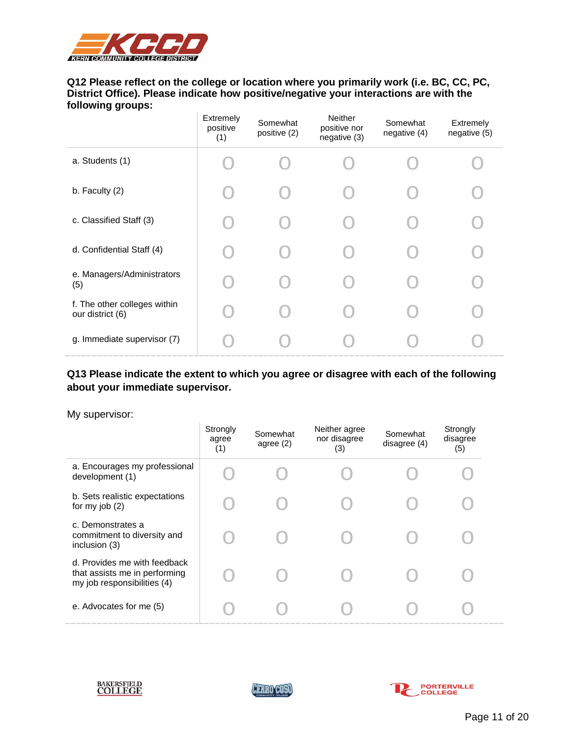**Q12 Please reflect on the college or location where you primarily work (i.e. BC, CC, PC, District Office). Please indicate how positive/negative your interactions are with the following groups:**

| | Extremely positive (1) | Somewhat positive (2) | Neither positive nor negative (3) | Somewhat negative (4) | Extremely negative (5) |
|---|---|---|---|---|---|
| a. Students (1) | O | O | O | O | O |
| b. Faculty (2) | O | O | O | O | O |
| c. Classified Staff (3) | O | O | O | O | O |
| d. Confidential Staff (4) | O | O | O | O | O |
| e. Managers/Administrators (5) | O | O | O | O | O |
| f. The other colleges within our district (6) | O | O | O | O | O |
| g. Immediate supervisor (7) | O | O | O | O | O |

**Q13 Please indicate the extent to which you agree or disagree with each of the following about your immediate supervisor.**

My supervisor:

| | Strongly agree (1) | Somewhat agree (2) | Neither agree nor disagree (3) | Somewhat disagree (4) | Strongly disagree (5) |
|---|---|---|---|---|---|
| a. Encourages my professional development (1) | O | O | O | O | O |
| b. Sets realistic expectations for my job (2) | O | O | O | O | O |
| c. Demonstrates a commitment to diversity and inclusion (3) | O | O | O | O | O |
| d. Provides me with feedback that assists me in performing my job responsibilities (4) | O | O | O | O | O |
| e. Advocates for me (5) | O | O | O | O | O |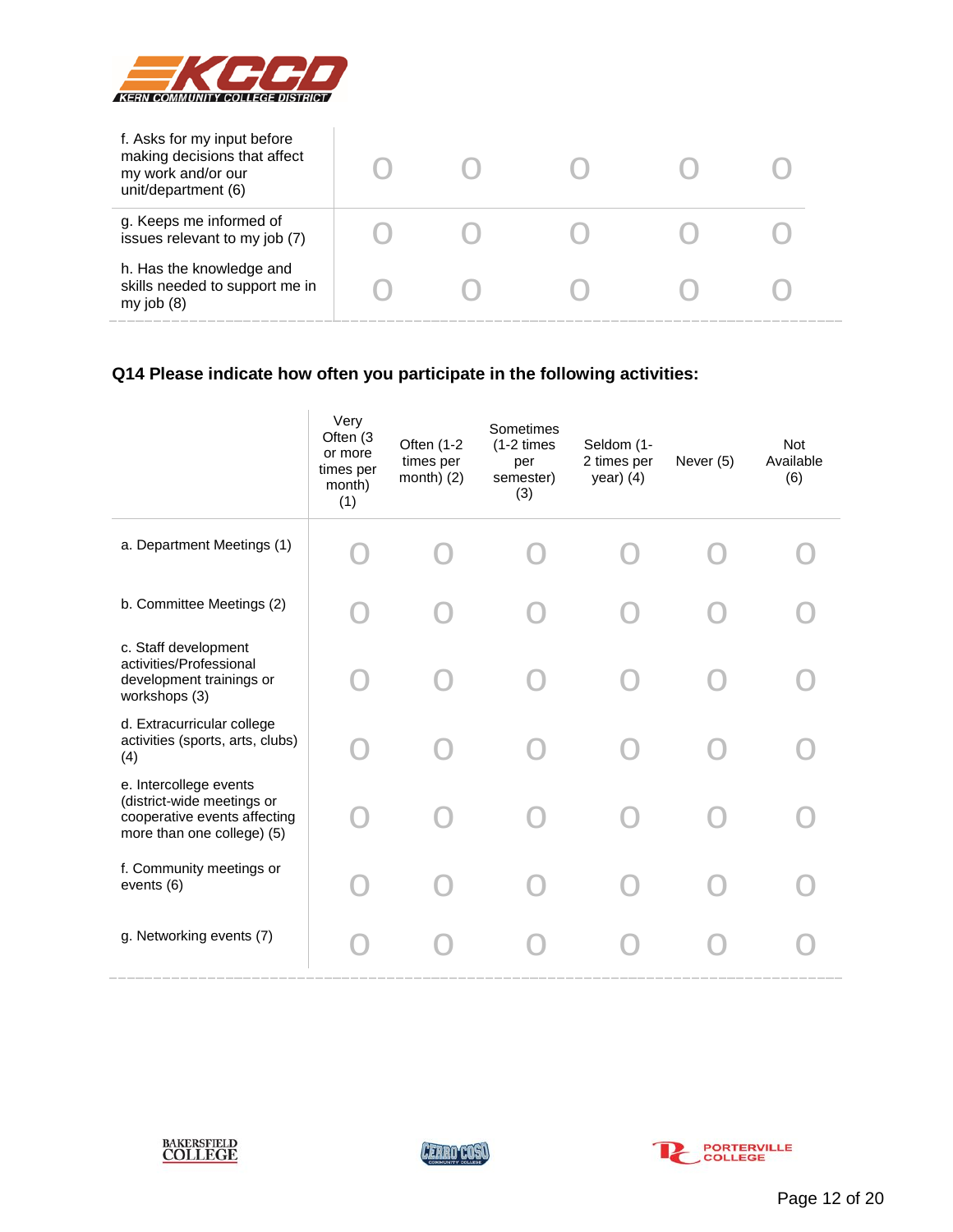| | | | | | |
|---|---|---|---|---|---|
| f. Asks for my input before making decisions that affect my work and/or our unit/department (6) | O | O | O | O | O |
| g. Keeps me informed of issues relevant to my job (7) | O | O | O | O | O |
| h. Has the knowledge and skills needed to support me in my job (8) | O | O | O | O | O |

**Q14 Please indicate how often you participate in the following activities:**

| | Very Often (3 or more times per month) (1) | Often (1-2 times per month) (2) | Sometimes (1-2 times per semester) (3) | Seldom (1-2 times per year) (4) | Never (5) | Not Available (6) |
|---|---|---|---|---|---|---|
| a. Department Meetings (1) | O | O | O | O | O | O |
| b. Committee Meetings (2) | O | O | O | O | O | O |
| c. Staff development activities/Professional development trainings or workshops (3) | O | O | O | O | O | O |
| d. Extracurricular college activities (sports, arts, clubs) (4) | O | O | O | O | O | O |
| e. Intercollege events (district-wide meetings or cooperative events affecting more than one college) (5) | O | O | O | O | O | O |
| f. Community meetings or events (6) | O | O | O | O | O | O |
| g. Networking events (7) | O | O | O | O | O | O |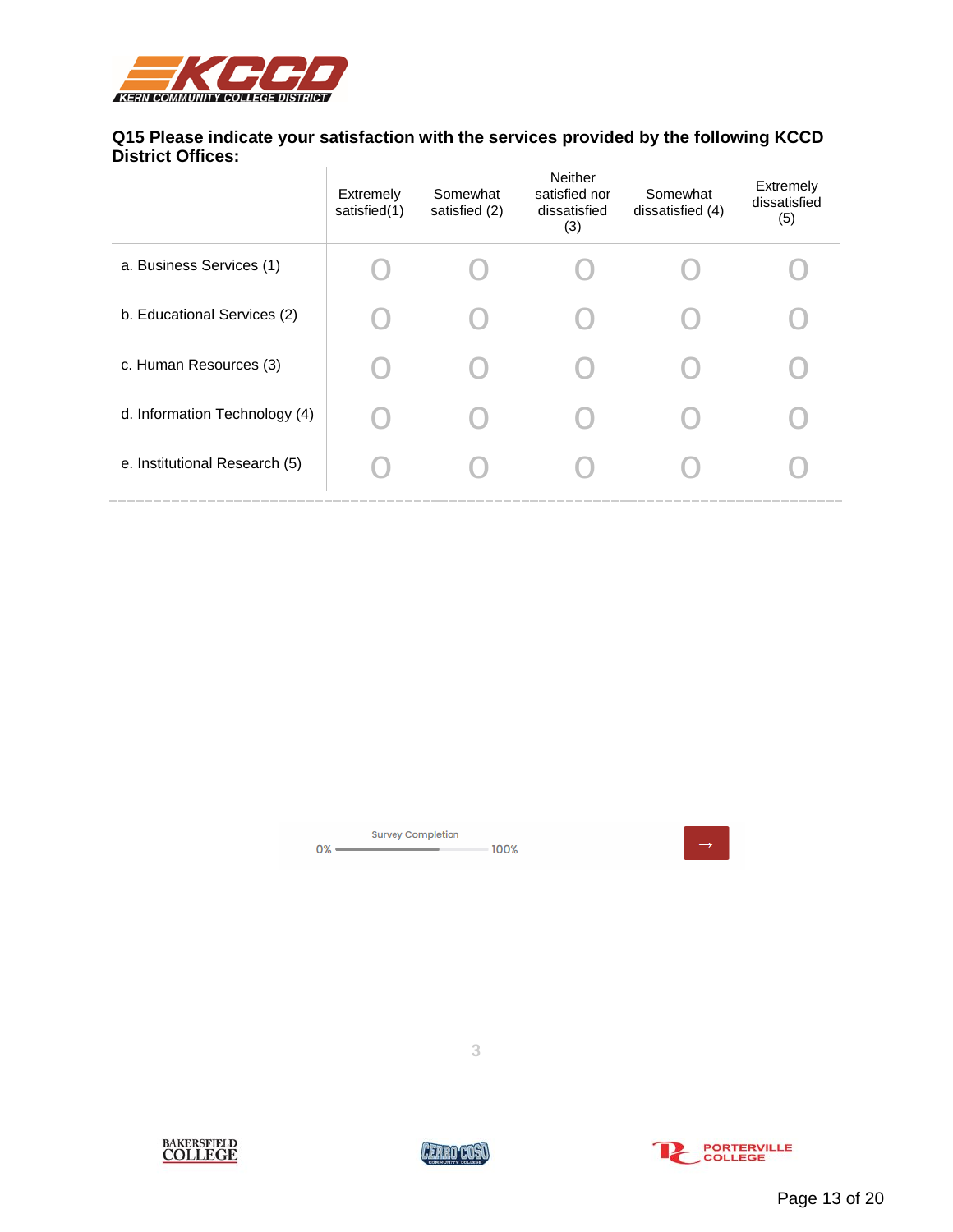**Q15 Please indicate your satisfaction with the services provided by the following KCCD District Offices:**

| | Extremely satisfied(1) | Somewhat satisfied (2) | Neither satisfied nor dissatisfied (3) | Somewhat dissatisfied (4) | Extremely dissatisfied (5) |
|---|---|---|---|---|---|
| a. Business Services (1) | O | O | O | O | O |
| b. Educational Services (2) | O | O | O | O | O |
| c. Human Resources (3) | O | O | O | O | O |
| d. Information Technology (4) | O | O | O | O | O |
| e. Institutional Research (5) | O | O | O | O | O |

Survey Completion

0% 100%

→

3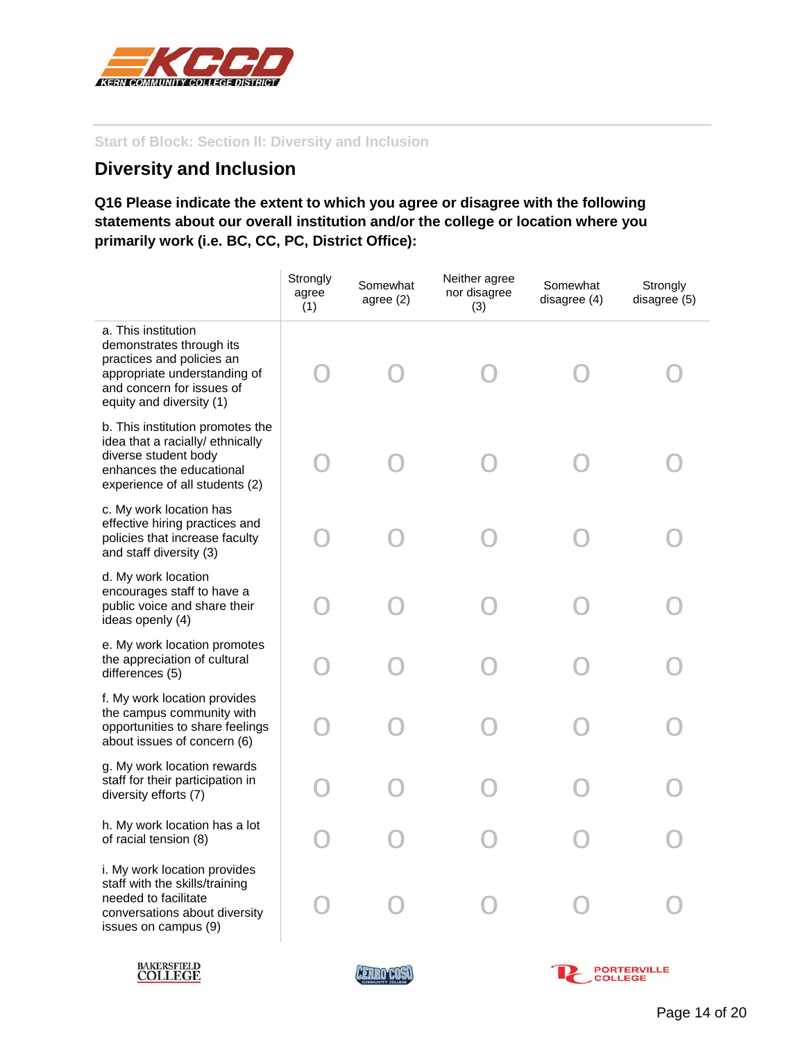Start of Block: Section II: Diversity and Inclusion

## Diversity and Inclusion

**Q16 Please indicate the extent to which you agree or disagree with the following statements about our overall institution and/or the college or location where you primarily work (i.e. BC, CC, PC, District Office):**

| | Strongly agree (1) | Somewhat agree (2) | Neither agree nor disagree (3) | Somewhat disagree (4) | Strongly disagree (5) |
|---|---|---|---|---|---|
| a. This institution demonstrates through its practices and policies an appropriate understanding of and concern for issues of equity and diversity (1) | o | o | o | o | o |
| b. This institution promotes the idea that a racially/ ethnically diverse student body enhances the educational experience of all students (2) | o | o | o | o | o |
| c. My work location has effective hiring practices and policies that increase faculty and staff diversity (3) | o | o | o | o | o |
| d. My work location encourages staff to have a public voice and share their ideas openly (4) | o | o | o | o | o |
| e. My work location promotes the appreciation of cultural differences (5) | o | o | o | o | o |
| f. My work location provides the campus community with opportunities to share feelings about issues of concern (6) | o | o | o | o | o |
| g. My work location rewards staff for their participation in diversity efforts (7) | o | o | o | o | o |
| h. My work location has a lot of racial tension (8) | o | o | o | o | o |
| i. My work location provides staff with the skills/training needed to facilitate conversations about diversity issues on campus (9) | o | o | o | o | o |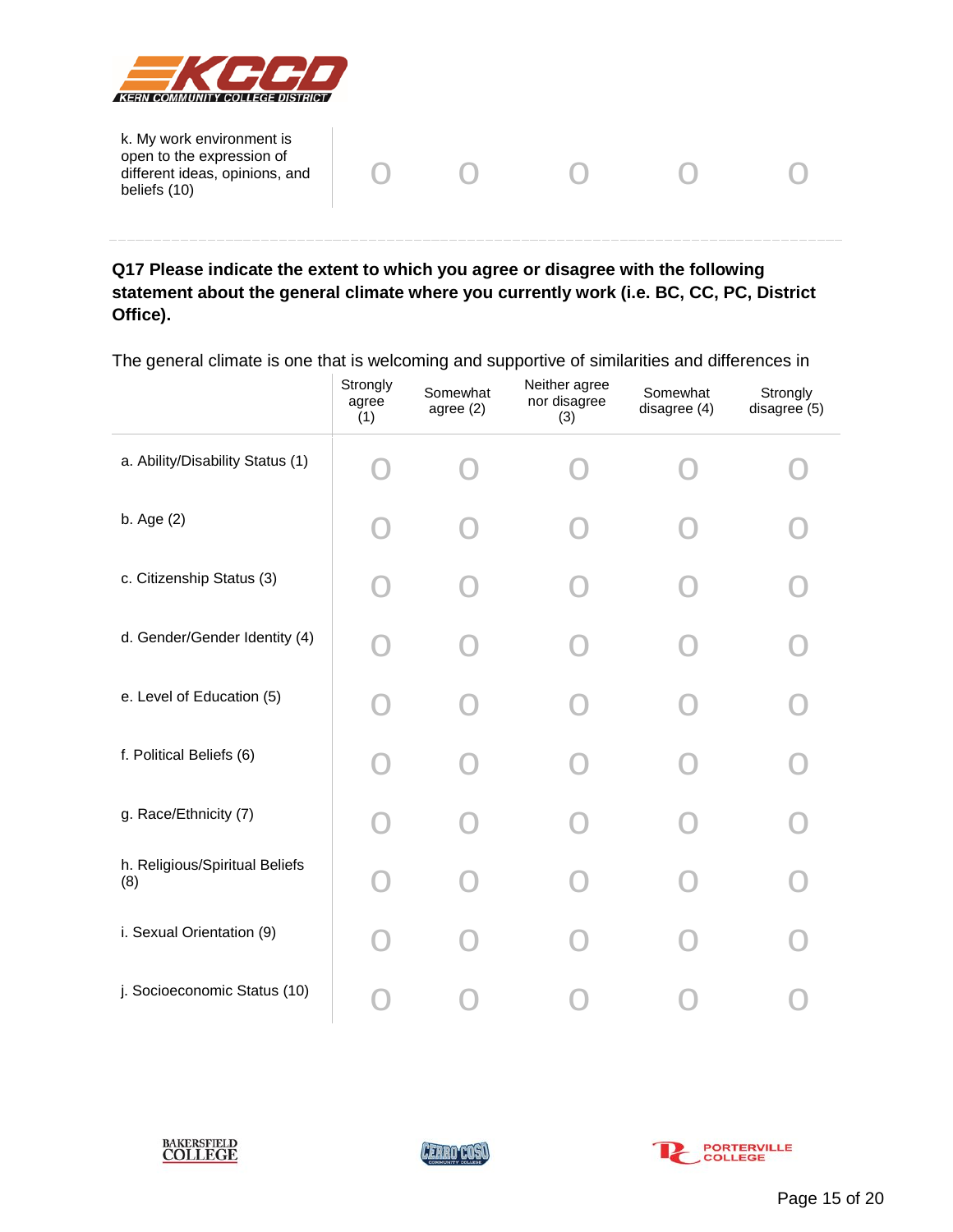| | | | | | |
|---|---|---|---|---|---|
| k. My work environment is open to the expression of different ideas, opinions, and beliefs (10) | O | O | O | O | O |

**Q17 Please indicate the extent to which you agree or disagree with the following statement about the general climate where you currently work (i.e. BC, CC, PC, District Office).**

The general climate is one that is welcoming and supportive of similarities and differences in

| | Strongly agree (1) | Somewhat agree (2) | Neither agree nor disagree (3) | Somewhat disagree (4) | Strongly disagree (5) |
|---|---|---|---|---|---|
| a. Ability/Disability Status (1) | O | O | O | O | O |
| b. Age (2) | O | O | O | O | O |
| c. Citizenship Status (3) | O | O | O | O | O |
| d. Gender/Gender Identity (4) | O | O | O | O | O |
| e. Level of Education (5) | O | O | O | O | O |
| f. Political Beliefs (6) | O | O | O | O | O |
| g. Race/Ethnicity (7) | O | O | O | O | O |
| h. Religious/Spiritual Beliefs (8) | O | O | O | O | O |
| i. Sexual Orientation (9) | O | O | O | O | O |
| j. Socioeconomic Status (10) | O | O | O | O | O |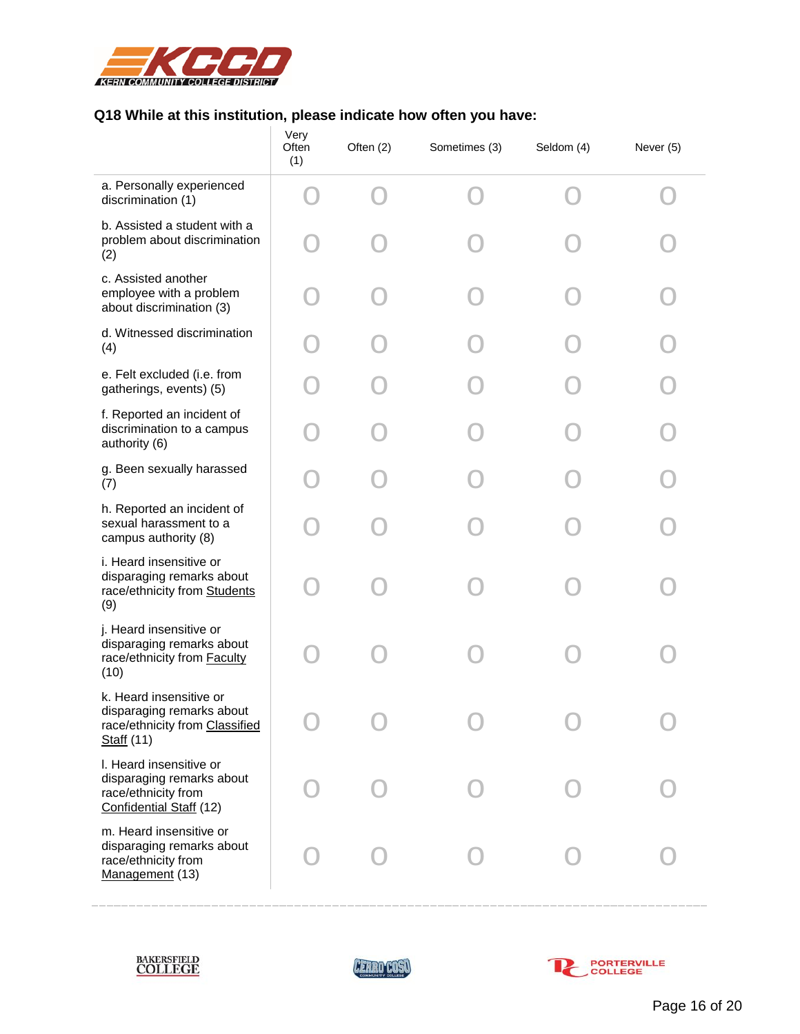### Q18 While at this institution, please indicate how often you have:

| | Very Often (1) | Often (2) | Sometimes (3) | Seldom (4) | Never (5) |
|---|---|---|---|---|---|
| a. Personally experienced discrimination (1) | O | O | O | O | O |
| b. Assisted a student with a problem about discrimination (2) | O | O | O | O | O |
| c. Assisted another employee with a problem about discrimination (3) | O | O | O | O | O |
| d. Witnessed discrimination (4) | O | O | O | O | O |
| e. Felt excluded (i.e. from gatherings, events) (5) | O | O | O | O | O |
| f. Reported an incident of discrimination to a campus authority (6) | O | O | O | O | O |
| g. Been sexually harassed (7) | O | O | O | O | O |
| h. Reported an incident of sexual harassment to a campus authority (8) | O | O | O | O | O |
| i. Heard insensitive or disparaging remarks about race/ethnicity from Students (9) | O | O | O | O | O |
| j. Heard insensitive or disparaging remarks about race/ethnicity from Faculty (10) | O | O | O | O | O |
| k. Heard insensitive or disparaging remarks about race/ethnicity from Classified Staff (11) | O | O | O | O | O |
| l. Heard insensitive or disparaging remarks about race/ethnicity from Confidential Staff (12) | O | O | O | O | O |
| m. Heard insensitive or disparaging remarks about race/ethnicity from Management (13) | O | O | O | O | O |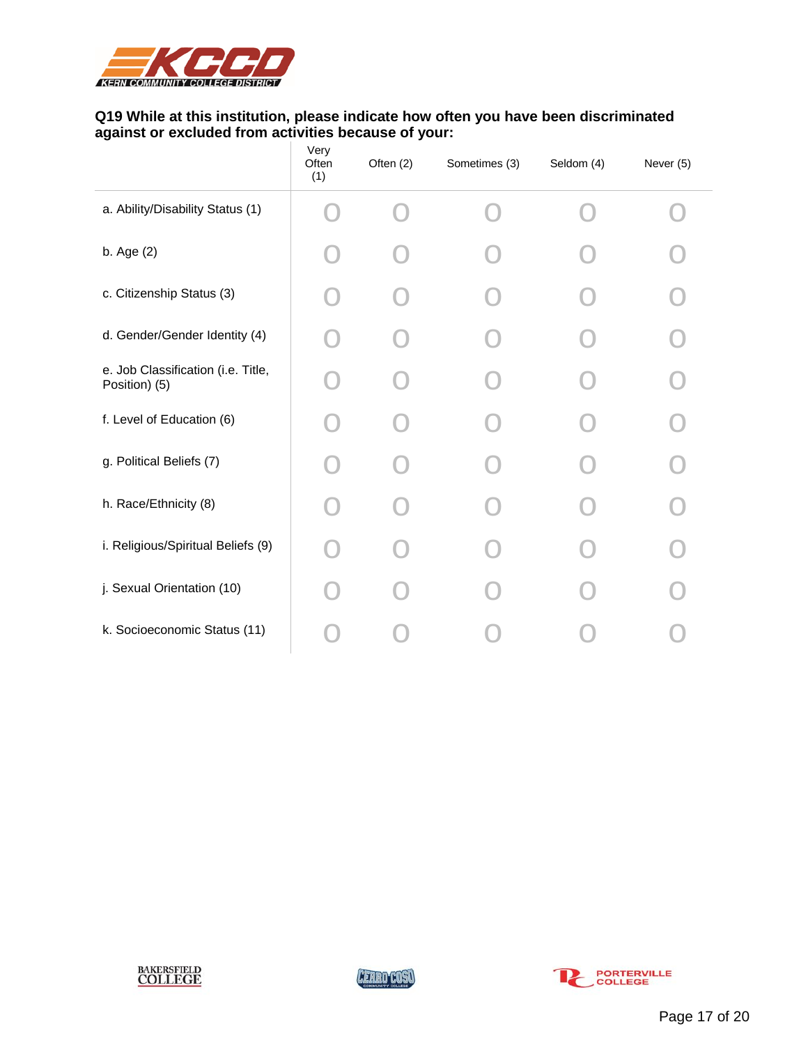**Q19 While at this institution, please indicate how often you have been discriminated against or excluded from activities because of your:**

| | Very Often (1) | Often (2) | Sometimes (3) | Seldom (4) | Never (5) |
|---|---|---|---|---|---|
| a. Ability/Disability Status (1) | O | O | O | O | O |
| b. Age (2) | O | O | O | O | O |
| c. Citizenship Status (3) | O | O | O | O | O |
| d. Gender/Gender Identity (4) | O | O | O | O | O |
| e. Job Classification (i.e. Title, Position) (5) | O | O | O | O | O |
| f. Level of Education (6) | O | O | O | O | O |
| g. Political Beliefs (7) | O | O | O | O | O |
| h. Race/Ethnicity (8) | O | O | O | O | O |
| i. Religious/Spiritual Beliefs (9) | O | O | O | O | O |
| j. Sexual Orientation (10) | O | O | O | O | O |
| k. Socioeconomic Status (11) | O | O | O | O | O |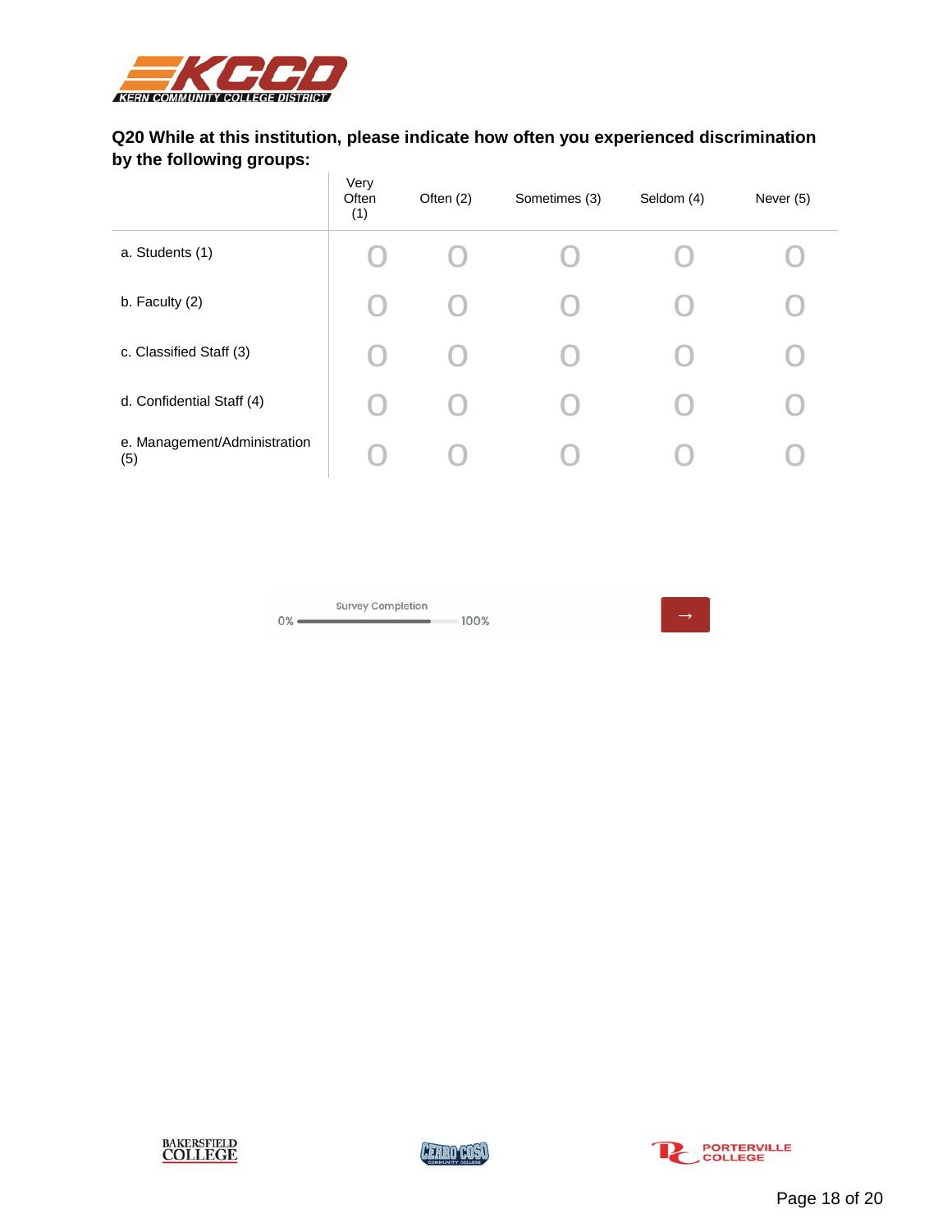**Q20 While at this institution, please indicate how often you experienced discrimination by the following groups:**

| | Very Often (1) | Often (2) | Sometimes (3) | Seldom (4) | Never (5) |
|---|---|---|---|---|---|
| a. Students (1) | O | O | O | O | O |
| b. Faculty (2) | O | O | O | O | O |
| c. Classified Staff (3) | O | O | O | O | O |
| d. Confidential Staff (4) | O | O | O | O | O |
| e. Management/Administration (5) | O | O | O | O | O |

Survey Completion

0% 100%

→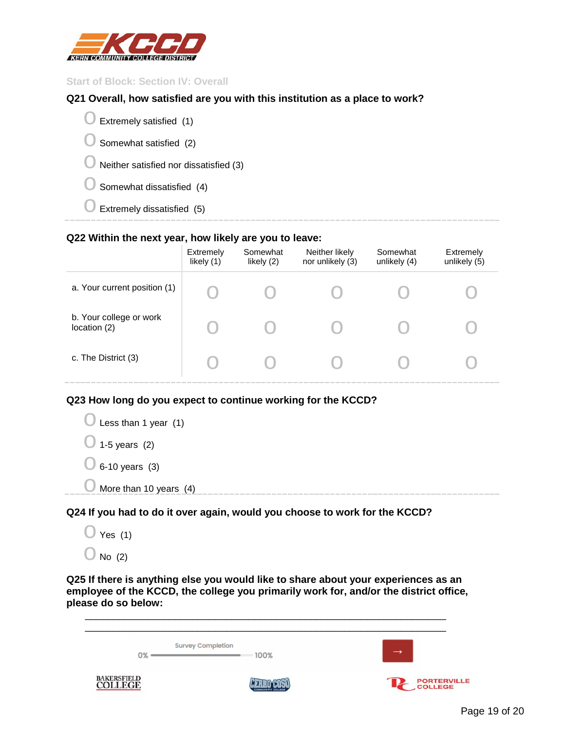Start of Block: Section IV: Overall

**Q21 Overall, how satisfied are you with this institution as a place to work?**

- Extremely satisfied (1)
- Somewhat satisfied (2)
- Neither satisfied nor dissatisfied (3)
- Somewhat dissatisfied (4)
- Extremely dissatisfied (5)

---

**Q22 Within the next year, how likely are you to leave:**

| | Extremely likely (1) | Somewhat likely (2) | Neither likely nor unlikely (3) | Somewhat unlikely (4) | Extremely unlikely (5) |
|---|---|---|---|---|---|
| a. Your current position (1) | O | O | O | O | O |
| b. Your college or work location (2) | O | O | O | O | O |
| c. The District (3) | O | O | O | O | O |

---

**Q23 How long do you expect to continue working for the KCCD?**

- Less than 1 year (1)
- 1-5 years (2)
- 6-10 years (3)
- More than 10 years (4)

---

**Q24 If you had to do it over again, would you choose to work for the KCCD?**

- Yes (1)
- No (2)

**Q25 If there is anything else you would like to share about your experiences as an employee of the KCCD, the college you primarily work for, and/or the district office, please do so below:**

________________________________________________________________

________________________________________________________________

Survey Completion

0% 100%

→

BAKERSFIELD COLLEGE

CERRO COSO COMMUNITY COLLEGE

PORTERVILLE COLLEGE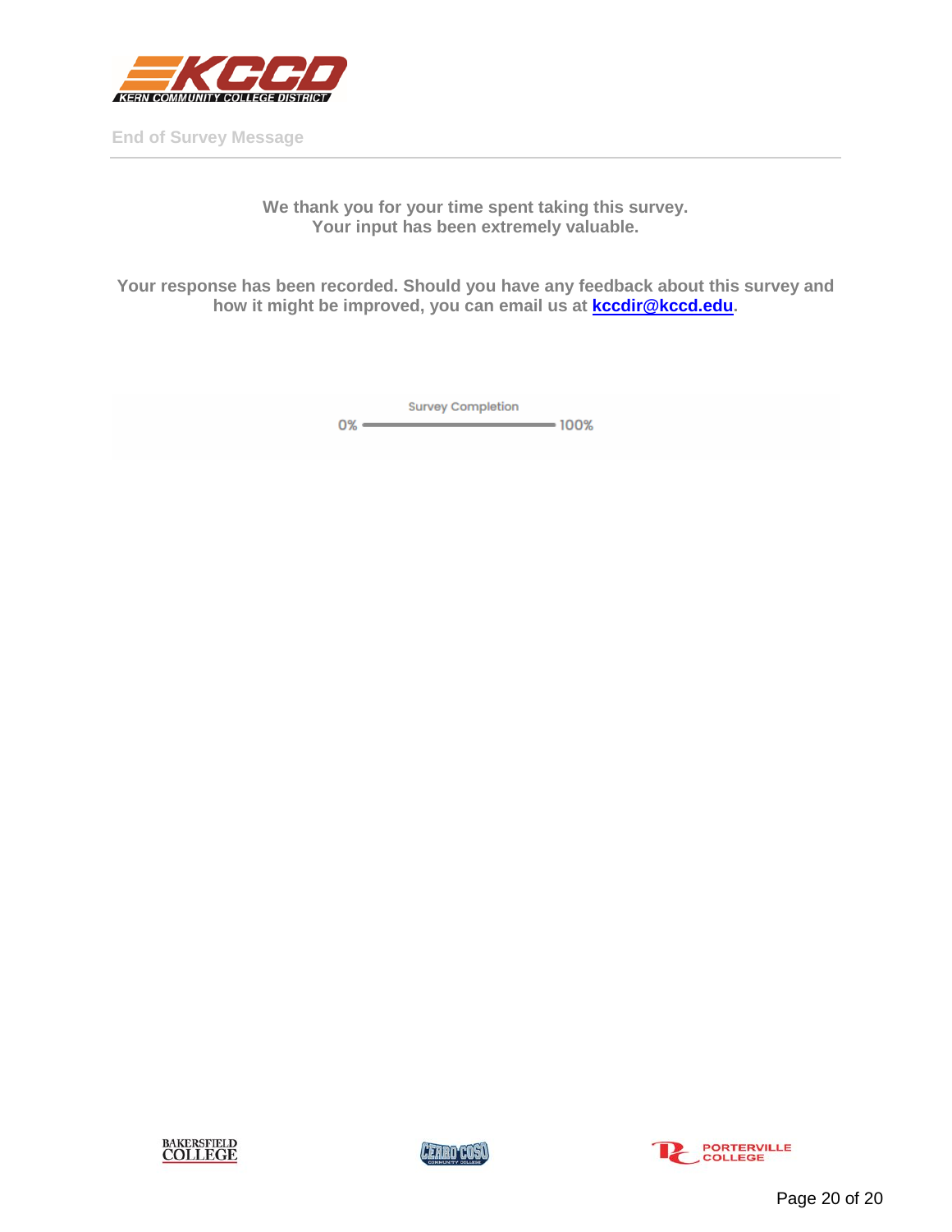## End of Survey Message

**We thank you for your time spent taking this survey.**
**Your input has been extremely valuable.**

**Your response has been recorded. Should you have any feedback about this survey and how it might be improved, you can email us at kccdir@kccd.edu.**

Survey Completion

0% 100%